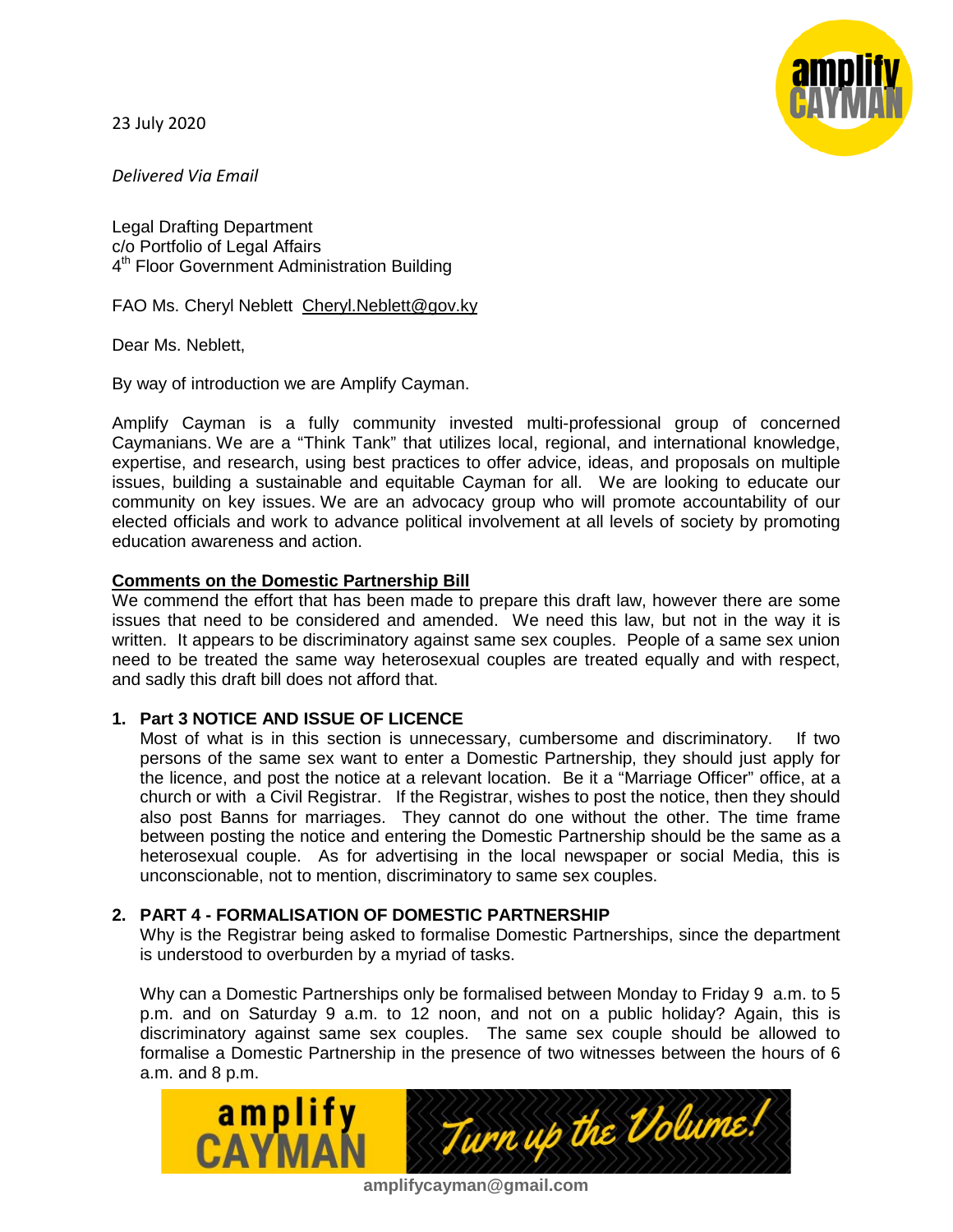23 July 2020

*Delivered Via Email*

Legal Drafting Department
c/o Portfolio of Legal Affairs
4th Floor Government Administration Building

FAO Ms. Cheryl Neblett [Cheryl.Neblett@gov.ky](mailto:Cheryl.Neblett@gov.ky)

Dear Ms. Neblett,

By way of introduction we are Amplify Cayman.

Amplify Cayman is a fully community invested multi-professional group of concerned Caymanians. We are a "Think Tank" that utilizes local, regional, and international knowledge, expertise, and research, using best practices to offer advice, ideas, and proposals on multiple issues, building a sustainable and equitable Cayman for all. We are looking to educate our community on key issues. We are an advocacy group who will promote accountability of our elected officials and work to advance political involvement at all levels of society by promoting education awareness and action.

**Comments on the Domestic Partnership Bill**

We commend the effort that has been made to prepare this draft law, however there are some issues that need to be considered and amended. We need this law, but not in the way it is written. It appears to be discriminatory against same sex couples. People of a same sex union need to be treated the same way heterosexual couples are treated equally and with respect, and sadly this draft bill does not afford that.

1. **Part 3 NOTICE AND ISSUE OF LICENCE**

   Most of what is in this section is unnecessary, cumbersome and discriminatory. If two persons of the same sex want to enter a Domestic Partnership, they should just apply for the licence, and post the notice at a relevant location. Be it a "Marriage Officer" office, at a church or with a Civil Registrar. If the Registrar, wishes to post the notice, then they should also post Banns for marriages. They cannot do one without the other. The time frame between posting the notice and entering the Domestic Partnership should be the same as a heterosexual couple. As for advertising in the local newspaper or social Media, this is unconscionable, not to mention, discriminatory to same sex couples.

2. **PART 4 - FORMALISATION OF DOMESTIC PARTNERSHIP**

   Why is the Registrar being asked to formalise Domestic Partnerships, since the department is understood to overburden by a myriad of tasks.

   Why can a Domestic Partnerships only be formalised between Monday to Friday 9 a.m. to 5 p.m. and on Saturday 9 a.m. to 12 noon, and not on a public holiday? Again, this is discriminatory against same sex couples. The same sex couple should be allowed to formalise a Domestic Partnership in the presence of two witnesses between the hours of 6 a.m. and 8 p.m.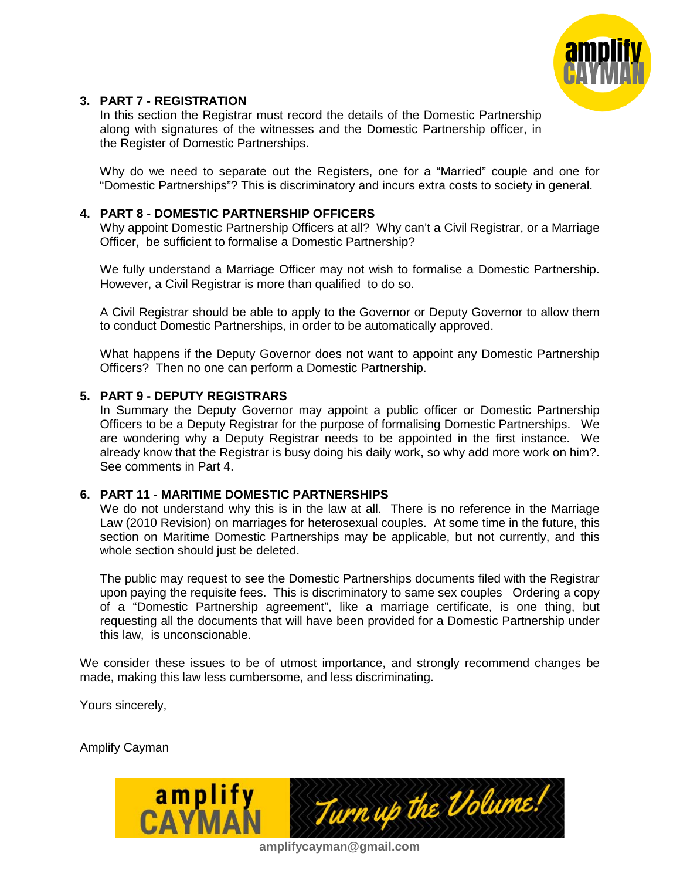3. **PART 7 - REGISTRATION**

   In this section the Registrar must record the details of the Domestic Partnership along with signatures of the witnesses and the Domestic Partnership officer, in the Register of Domestic Partnerships.

   Why do we need to separate out the Registers, one for a "Married" couple and one for "Domestic Partnerships"? This is discriminatory and incurs extra costs to society in general.

4. **PART 8 - DOMESTIC PARTNERSHIP OFFICERS**

   Why appoint Domestic Partnership Officers at all? Why can't a Civil Registrar, or a Marriage Officer, be sufficient to formalise a Domestic Partnership?

   We fully understand a Marriage Officer may not wish to formalise a Domestic Partnership. However, a Civil Registrar is more than qualified to do so.

   A Civil Registrar should be able to apply to the Governor or Deputy Governor to allow them to conduct Domestic Partnerships, in order to be automatically approved.

   What happens if the Deputy Governor does not want to appoint any Domestic Partnership Officers? Then no one can perform a Domestic Partnership.

5. **PART 9 - DEPUTY REGISTRARS**

   In Summary the Deputy Governor may appoint a public officer or Domestic Partnership Officers to be a Deputy Registrar for the purpose of formalising Domestic Partnerships. We are wondering why a Deputy Registrar needs to be appointed in the first instance. We already know that the Registrar is busy doing his daily work, so why add more work on him?. See comments in Part 4.

6. **PART 11 - MARITIME DOMESTIC PARTNERSHIPS**

   We do not understand why this is in the law at all. There is no reference in the Marriage Law (2010 Revision) on marriages for heterosexual couples. At some time in the future, this section on Maritime Domestic Partnerships may be applicable, but not currently, and this whole section should just be deleted.

   The public may request to see the Domestic Partnerships documents filed with the Registrar upon paying the requisite fees. This is discriminatory to same sex couples Ordering a copy of a "Domestic Partnership agreement", like a marriage certificate, is one thing, but requesting all the documents that will have been provided for a Domestic Partnership under this law, is unconscionable.

We consider these issues to be of utmost importance, and strongly recommend changes be made, making this law less cumbersome, and less discriminating.

Yours sincerely,

Amplify Cayman

amplify CAYMAN — Turn up the Volume!

amplifycayman@gmail.com